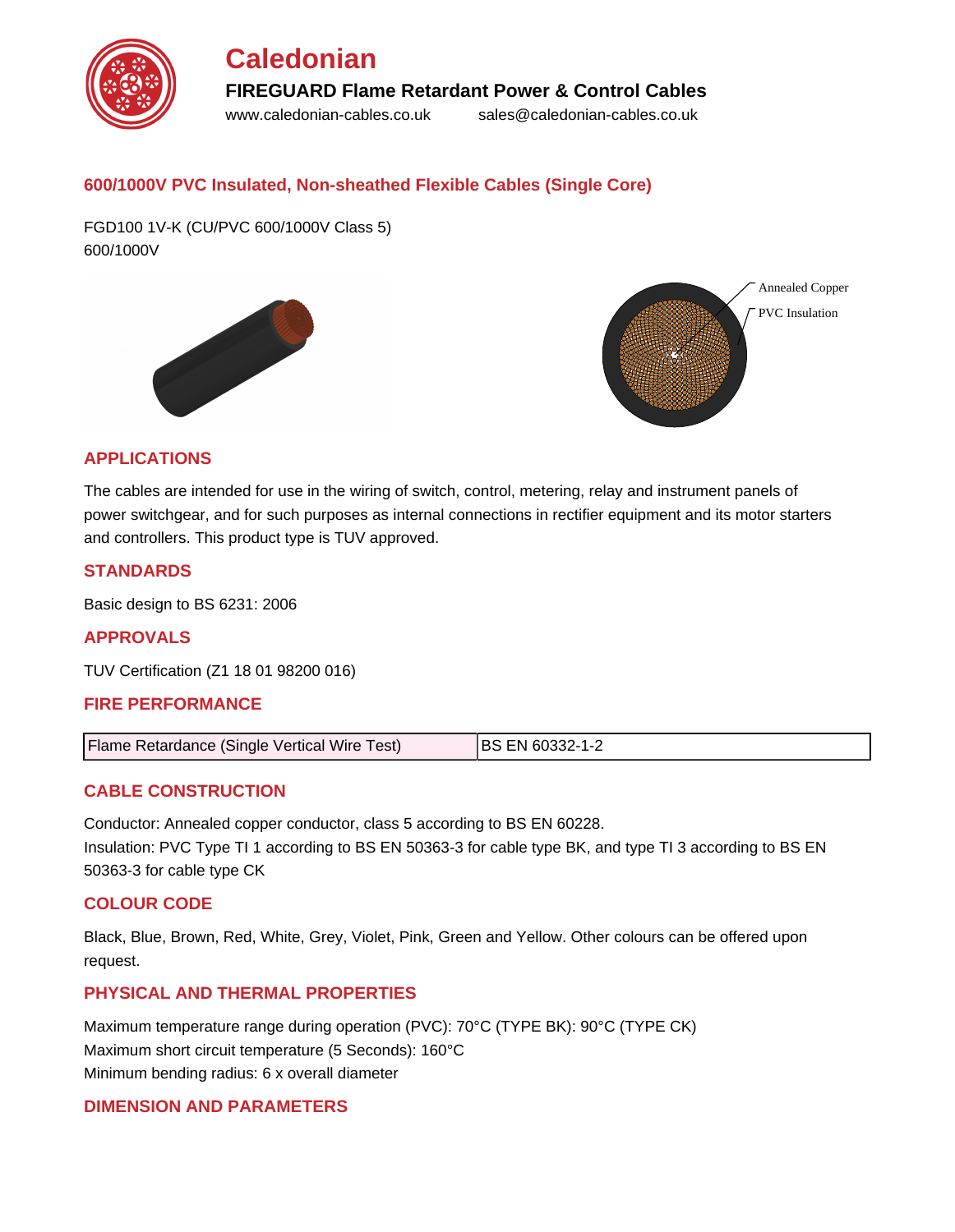# Caledonian

**FIREGUARD Flame Retardant Power & Control Cables**

www.caledonian-cables.co.uk    sales@caledonian-cables.co.uk

## 600/1000V PVC Insulated, Non-sheathed Flexible Cables (Single Core)

FGD100 1V-K (CU/PVC 600/1000V Class 5)
600/1000V

Annealed Copper
PVC Insulation

## APPLICATIONS

The cables are intended for use in the wiring of switch, control, metering, relay and instrument panels of power switchgear, and for such purposes as internal connections in rectifier equipment and its motor starters and controllers. This product type is TUV approved.

## STANDARDS

Basic design to BS 6231: 2006

## APPROVALS

TUV Certification (Z1 18 01 98200 016)

## FIRE PERFORMANCE

| Flame Retardance (Single Vertical Wire Test) | BS EN 60332-1-2 |
|---|---|

## CABLE CONSTRUCTION

Conductor: Annealed copper conductor, class 5 according to BS EN 60228.
Insulation: PVC Type TI 1 according to BS EN 50363-3 for cable type BK, and type TI 3 according to BS EN 50363-3 for cable type CK

## COLOUR CODE

Black, Blue, Brown, Red, White, Grey, Violet, Pink, Green and Yellow. Other colours can be offered upon request.

## PHYSICAL AND THERMAL PROPERTIES

Maximum temperature range during operation (PVC): 70°C (TYPE BK): 90°C (TYPE CK)
Maximum short circuit temperature (5 Seconds): 160°C
Minimum bending radius: 6 x overall diameter

## DIMENSION AND PARAMETERS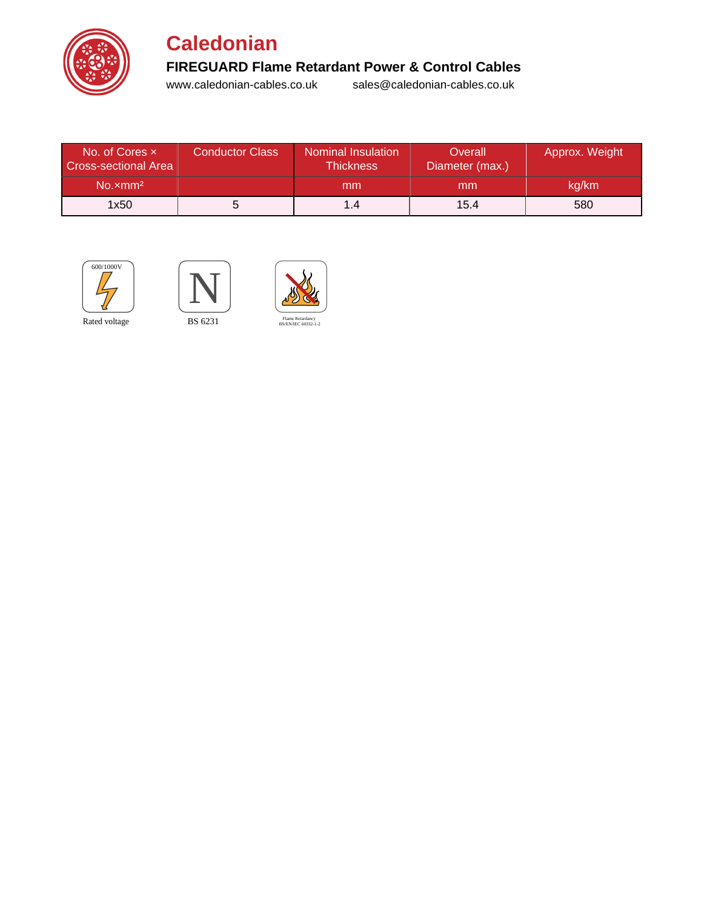# Caledonian

## FIREGUARD Flame Retardant Power & Control Cables

www.caledonian-cables.co.uk sales@caledonian-cables.co.uk

| No. of Cores × Cross-sectional Area | Conductor Class | Nominal Insulation Thickness | Overall Diameter (max.) | Approx. Weight |
|---|---|---|---|---|
| No.×mm² | | mm | mm | kg/km |
| 1x50 | 5 | 1.4 | 15.4 | 580 |

600/1000V

Rated voltage

N

BS 6231

Flame Retardancy BS/EN/IEC 60332-1-2